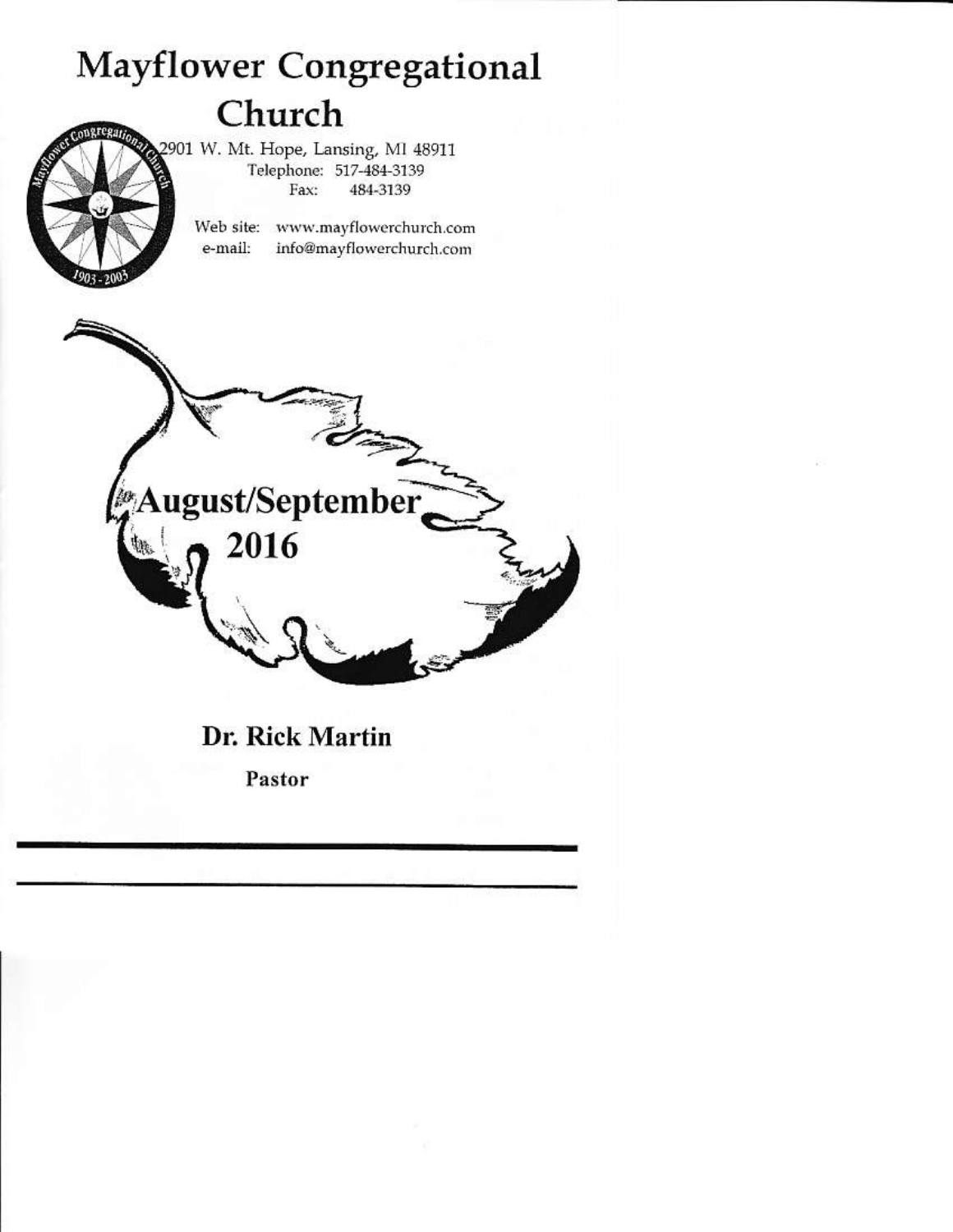# Mayflower Congregational Church

2901 W. Mt. Hope, Lansing, MI 48911
Telephone: 517-484-3139
Fax: 484-3139

Web site: www.mayflowerchurch.com
e-mail: info@mayflowerchurch.com

## August/September 2016

**Dr. Rick Martin**

**Pastor**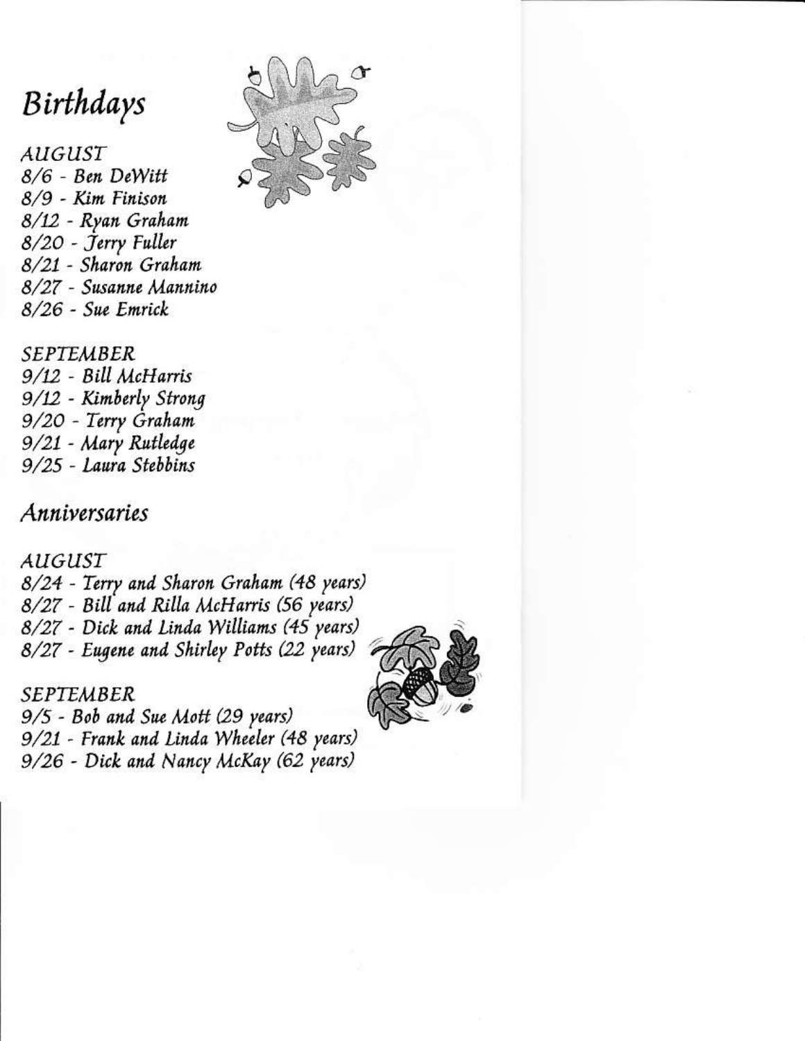# Birthdays

### AUGUST

8/6 - Ben DeWitt
8/9 - Kim Finison
8/12 - Ryan Graham
8/20 - Jerry Fuller
8/21 - Sharon Graham
8/27 - Susanne Mannino
8/26 - Sue Emrick

### SEPTEMBER

9/12 - Bill McHarris
9/12 - Kimberly Strong
9/20 - Terry Graham
9/21 - Mary Rutledge
9/25 - Laura Stebbins

# Anniversaries

### AUGUST

8/24 - Terry and Sharon Graham (48 years)
8/27 - Bill and Rilla McHarris (56 years)
8/27 - Dick and Linda Williams (45 years)
8/27 - Eugene and Shirley Potts (22 years)

### SEPTEMBER

9/5 - Bob and Sue Mott (29 years)
9/21 - Frank and Linda Wheeler (48 years)
9/26 - Dick and Nancy McKay (62 years)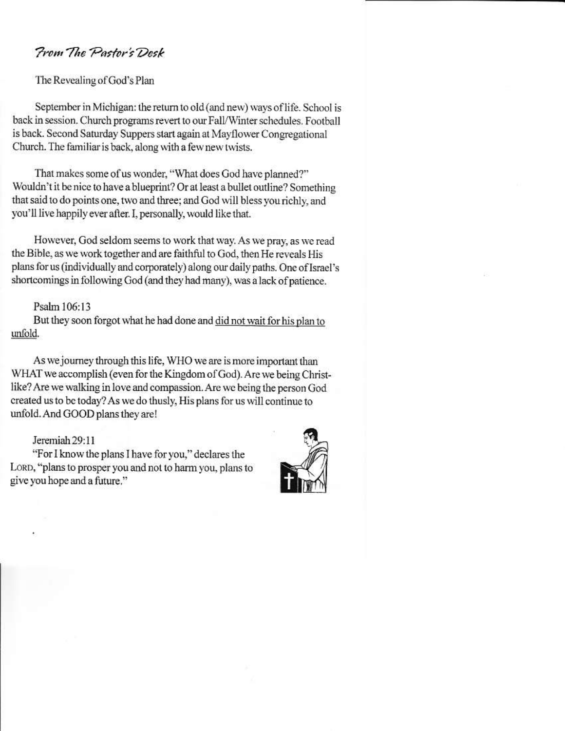## From The Pastor's Desk

The Revealing of God's Plan

September in Michigan: the return to old (and new) ways of life. School is back in session. Church programs revert to our Fall/Winter schedules. Football is back. Second Saturday Suppers start again at Mayflower Congregational Church. The familiar is back, along with a few new twists.

That makes some of us wonder, "What does God have planned?" Wouldn't it be nice to have a blueprint? Or at least a bullet outline? Something that said to do points one, two and three; and God will bless you richly, and you'll live happily ever after. I, personally, would like that.

However, God seldom seems to work that way. As we pray, as we read the Bible, as we work together and are faithful to God, then He reveals His plans for us (individually and corporately) along our daily paths. One of Israel's shortcomings in following God (and they had many), was a lack of patience.

Psalm 106:13
But they soon forgot what he had done and <u>did not wait for his plan to unfold</u>.

As we journey through this life, WHO we are is more important than WHAT we accomplish (even for the Kingdom of God). Are we being Christ-like? Are we walking in love and compassion. Are we being the person God created us to be today? As we do thusly, His plans for us will continue to unfold. And GOOD plans they are!

Jeremiah 29:11
"For I know the plans I have for you," declares the LORD, "plans to prosper you and not to harm you, plans to give you hope and a future."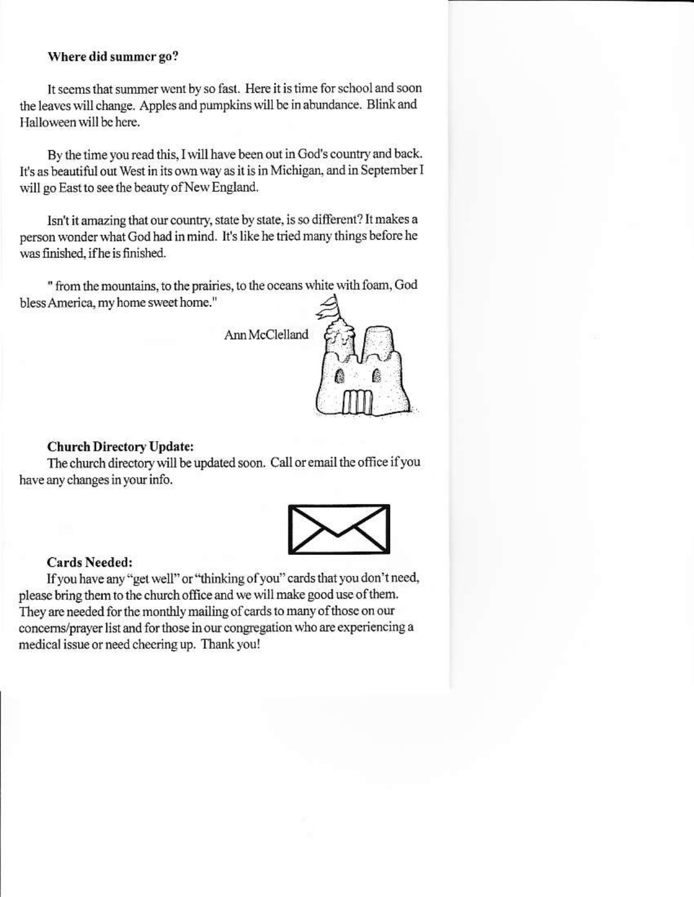### Where did summer go?

It seems that summer went by so fast. Here it is time for school and soon the leaves will change. Apples and pumpkins will be in abundance. Blink and Halloween will be here.

By the time you read this, I will have been out in God's country and back. It's as beautiful out West in its own way as it is in Michigan, and in September I will go East to see the beauty of New England.

Isn't it amazing that our country, state by state, is so different? It makes a person wonder what God had in mind. It's like he tried many things before he was finished, if he is finished.

" from the mountains, to the prairies, to the oceans white with foam, God bless America, my home sweet home."

Ann McClelland

### Church Directory Update:

The church directory will be updated soon. Call or email the office if you have any changes in your info.

### Cards Needed:

If you have any "get well" or "thinking of you" cards that you don't need, please bring them to the church office and we will make good use of them. They are needed for the monthly mailing of cards to many of those on our concerns/prayer list and for those in our congregation who are experiencing a medical issue or need cheering up. Thank you!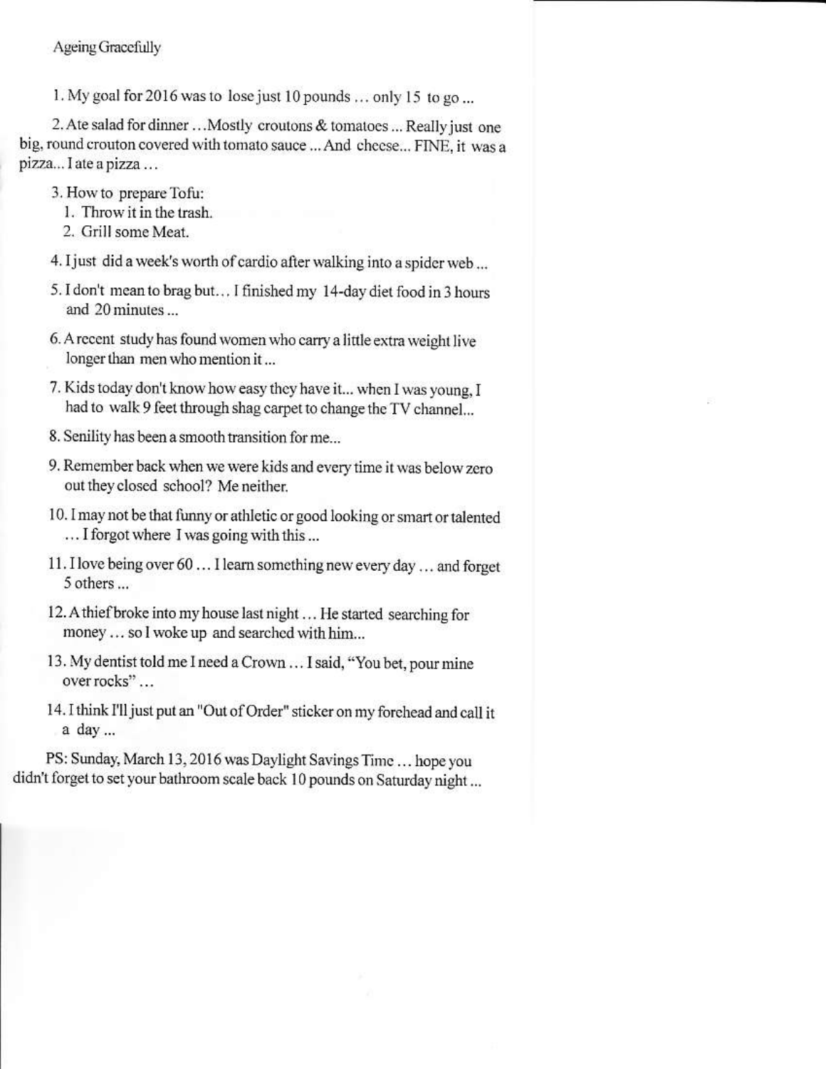## Ageing Gracefully

1. My goal for 2016 was to lose just 10 pounds … only 15 to go ...

2. Ate salad for dinner …Mostly croutons & tomatoes ... Really just one big, round crouton covered with tomato sauce ... And cheese... FINE, it was a pizza... I ate a pizza …

3. How to prepare Tofu:
   1. Throw it in the trash.
   2. Grill some Meat.

4. I just did a week's worth of cardio after walking into a spider web ...

5. I don't mean to brag but… I finished my 14-day diet food in 3 hours and 20 minutes ...

6. A recent study has found women who carry a little extra weight live longer than men who mention it ...

7. Kids today don't know how easy they have it... when I was young, I had to walk 9 feet through shag carpet to change the TV channel...

8. Senility has been a smooth transition for me...

9. Remember back when we were kids and every time it was below zero out they closed school? Me neither.

10. I may not be that funny or athletic or good looking or smart or talented … I forgot where I was going with this ...

11. I love being over 60 … I learn something new every day … and forget 5 others ...

12. A thief broke into my house last night … He started searching for money … so I woke up and searched with him...

13. My dentist told me I need a Crown … I said, "You bet, pour mine over rocks" …

14. I think I'll just put an "Out of Order" sticker on my forehead and call it a day ...

PS: Sunday, March 13, 2016 was Daylight Savings Time … hope you didn't forget to set your bathroom scale back 10 pounds on Saturday night ...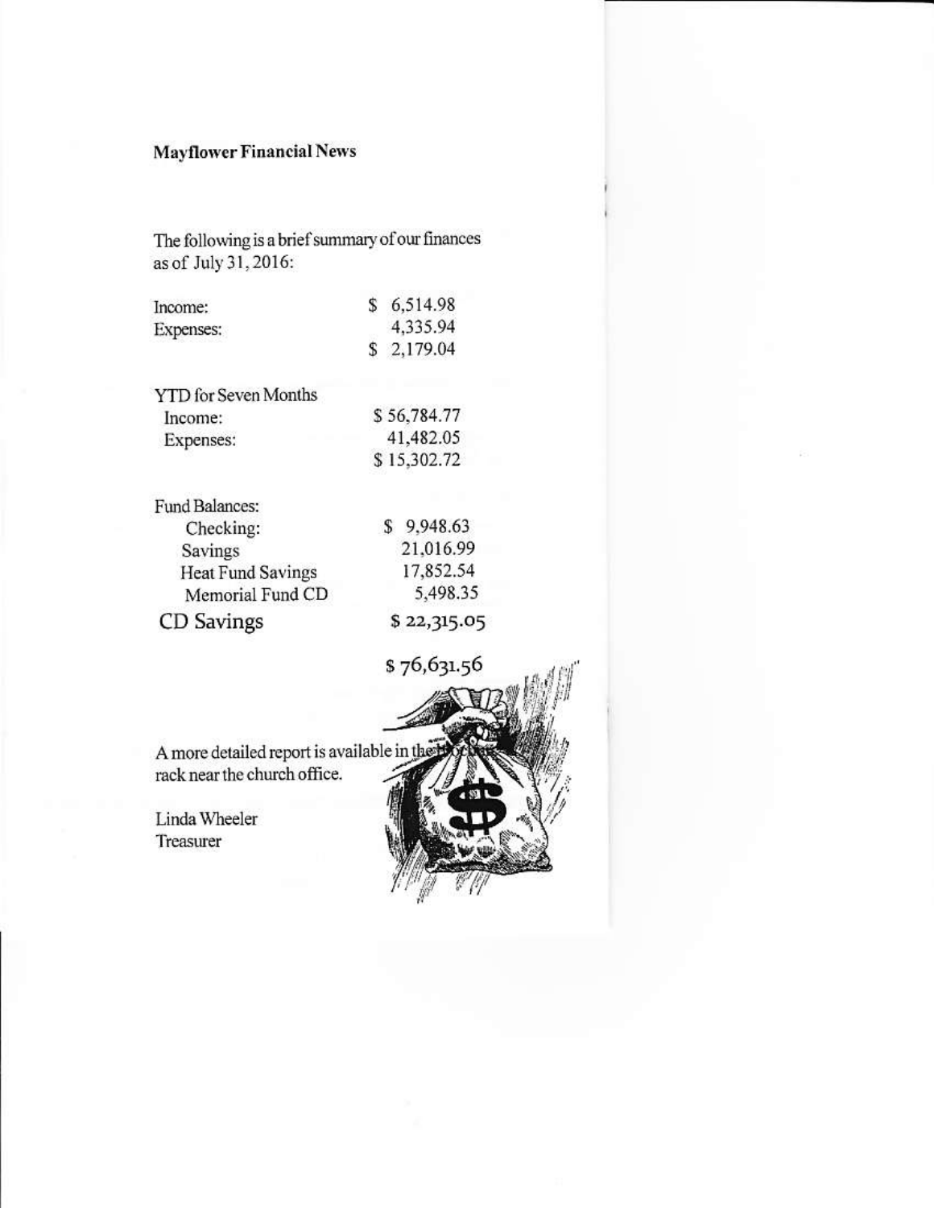**Mayflower Financial News**

The following is a brief summary of our finances as of July 31, 2016:

| | |
|---|---|
| Income: | $ 6,514.98 |
| Expenses: | 4,335.94 |
| | $ 2,179.04 |

| | |
|---|---|
| YTD for Seven Months | |
| Income: | $ 56,784.77 |
| Expenses: | 41,482.05 |
| | $ 15,302.72 |

| | |
|---|---|
| Fund Balances: | |
| Checking: | $ 9,948.63 |
| Savings | 21,016.99 |
| Heat Fund Savings | 17,852.54 |
| Memorial Fund CD | 5,498.35 |
| CD Savings | $ 22,315.05 |
| | $ 76,631.56 |

A more detailed report is available in the brochure rack near the church office.

Linda Wheeler
Treasurer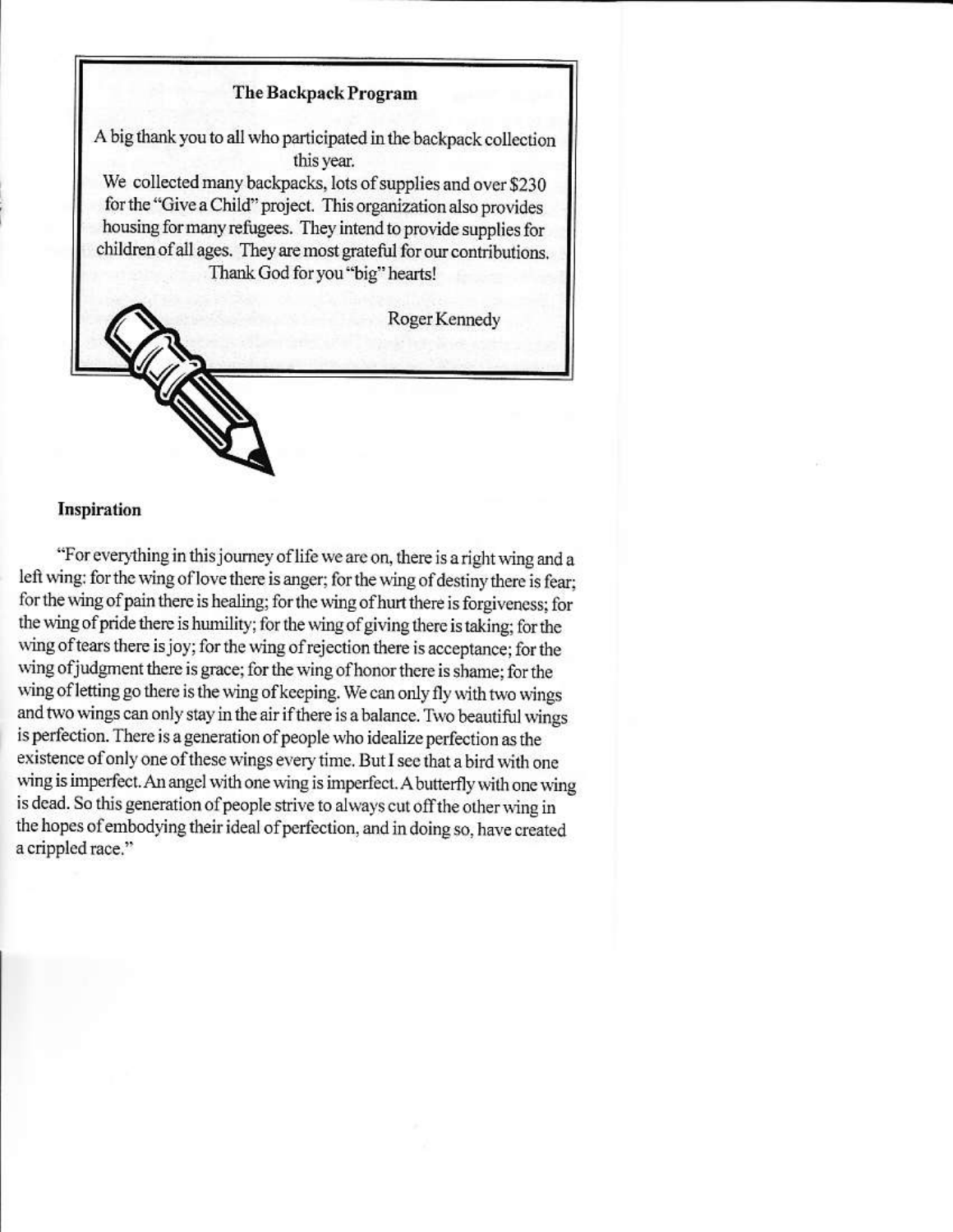## The Backpack Program

A big thank you to all who participated in the backpack collection this year.

We collected many backpacks, lots of supplies and over $230 for the "Give a Child" project. This organization also provides housing for many refugees. They intend to provide supplies for children of all ages. They are most grateful for our contributions. Thank God for you "big" hearts!

Roger Kennedy

### Inspiration

"For everything in this journey of life we are on, there is a right wing and a left wing: for the wing of love there is anger; for the wing of destiny there is fear; for the wing of pain there is healing; for the wing of hurt there is forgiveness; for the wing of pride there is humility; for the wing of giving there is taking; for the wing of tears there is joy; for the wing of rejection there is acceptance; for the wing of judgment there is grace; for the wing of honor there is shame; for the wing of letting go there is the wing of keeping. We can only fly with two wings and two wings can only stay in the air if there is a balance. Two beautiful wings is perfection. There is a generation of people who idealize perfection as the existence of only one of these wings every time. But I see that a bird with one wing is imperfect. An angel with one wing is imperfect. A butterfly with one wing is dead. So this generation of people strive to always cut off the other wing in the hopes of embodying their ideal of perfection, and in doing so, have created a crippled race."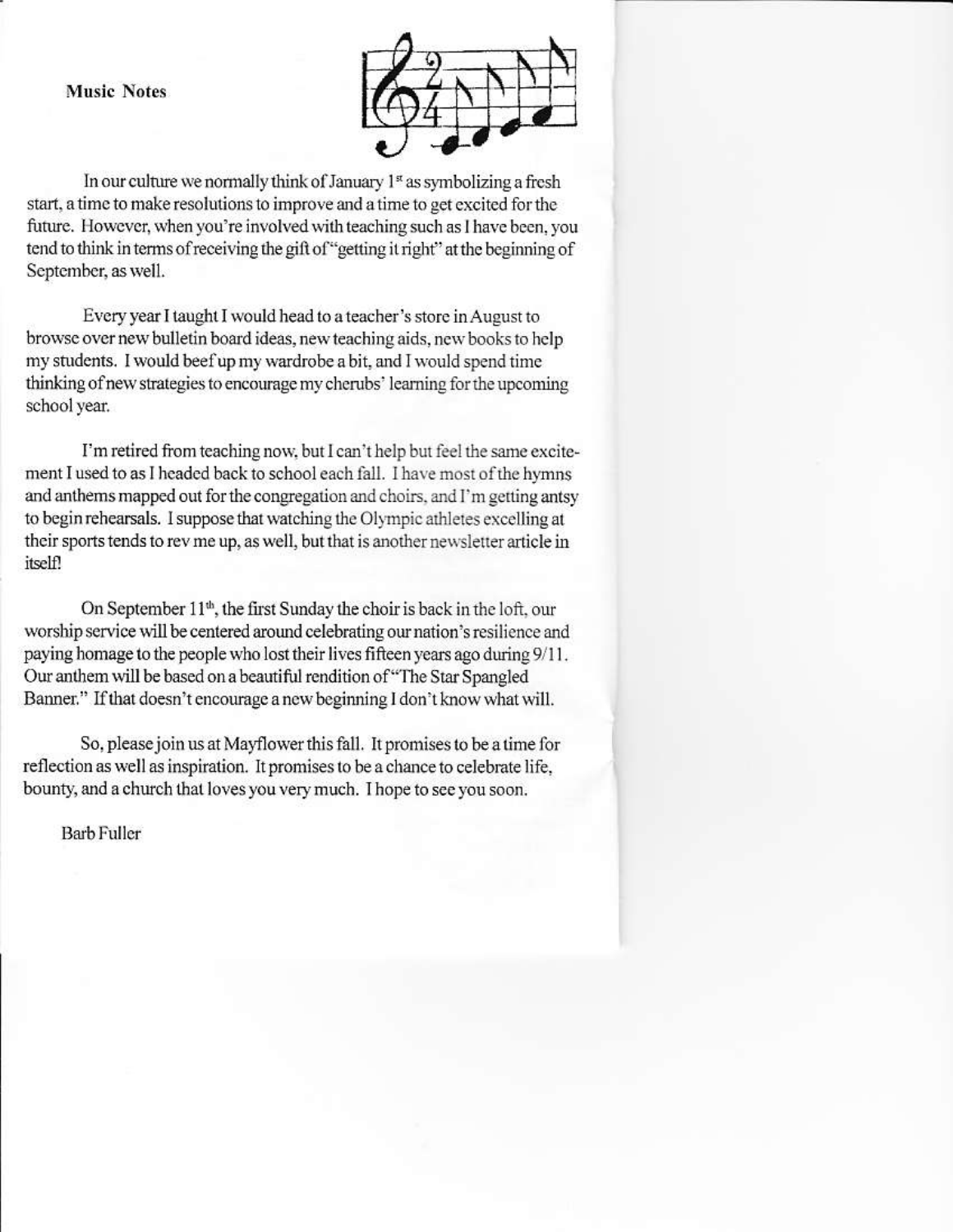**Music Notes**

In our culture we normally think of January 1st as symbolizing a fresh start, a time to make resolutions to improve and a time to get excited for the future. However, when you're involved with teaching such as I have been, you tend to think in terms of receiving the gift of "getting it right" at the beginning of September, as well.

Every year I taught I would head to a teacher's store in August to browse over new bulletin board ideas, new teaching aids, new books to help my students. I would beef up my wardrobe a bit, and I would spend time thinking of new strategies to encourage my cherubs' learning for the upcoming school year.

I'm retired from teaching now, but I can't help but feel the same excitement I used to as I headed back to school each fall. I have most of the hymns and anthems mapped out for the congregation and choirs, and I'm getting antsy to begin rehearsals. I suppose that watching the Olympic athletes excelling at their sports tends to rev me up, as well, but that is another newsletter article in itself!

On September 11th, the first Sunday the choir is back in the loft, our worship service will be centered around celebrating our nation's resilience and paying homage to the people who lost their lives fifteen years ago during 9/11. Our anthem will be based on a beautiful rendition of "The Star Spangled Banner." If that doesn't encourage a new beginning I don't know what will.

So, please join us at Mayflower this fall. It promises to be a time for reflection as well as inspiration. It promises to be a chance to celebrate life, bounty, and a church that loves you very much. I hope to see you soon.

Barb Fuller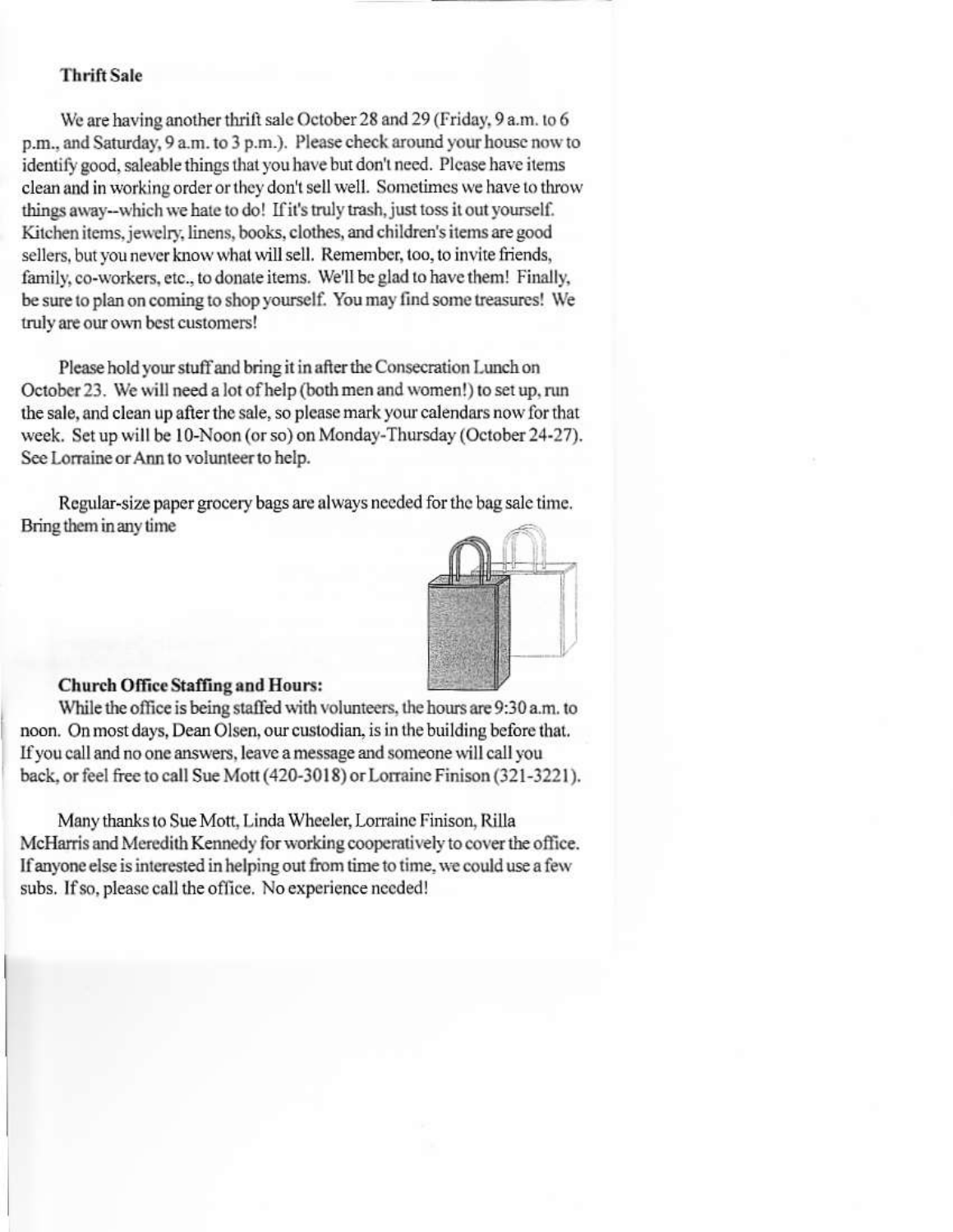**Thrift Sale**

We are having another thrift sale October 28 and 29 (Friday, 9 a.m. to 6 p.m., and Saturday, 9 a.m. to 3 p.m.). Please check around your house now to identify good, saleable things that you have but don't need. Please have items clean and in working order or they don't sell well. Sometimes we have to throw things away--which we hate to do! If it's truly trash, just toss it out yourself. Kitchen items, jewelry, linens, books, clothes, and children's items are good sellers, but you never know what will sell. Remember, too, to invite friends, family, co-workers, etc., to donate items. We'll be glad to have them! Finally, be sure to plan on coming to shop yourself. You may find some treasures! We truly are our own best customers!

Please hold your stuff and bring it in after the Consecration Lunch on October 23. We will need a lot of help (both men and women!) to set up, run the sale, and clean up after the sale, so please mark your calendars now for that week. Set up will be 10-Noon (or so) on Monday-Thursday (October 24-27). See Lorraine or Ann to volunteer to help.

Regular-size paper grocery bags are always needed for the bag sale time. Bring them in any time

**Church Office Staffing and Hours:**

While the office is being staffed with volunteers, the hours are 9:30 a.m. to noon. On most days, Dean Olsen, our custodian, is in the building before that. If you call and no one answers, leave a message and someone will call you back, or feel free to call Sue Mott (420-3018) or Lorraine Finison (321-3221).

Many thanks to Sue Mott, Linda Wheeler, Lorraine Finison, Rilla McHarris and Meredith Kennedy for working cooperatively to cover the office. If anyone else is interested in helping out from time to time, we could use a few subs. If so, please call the office. No experience needed!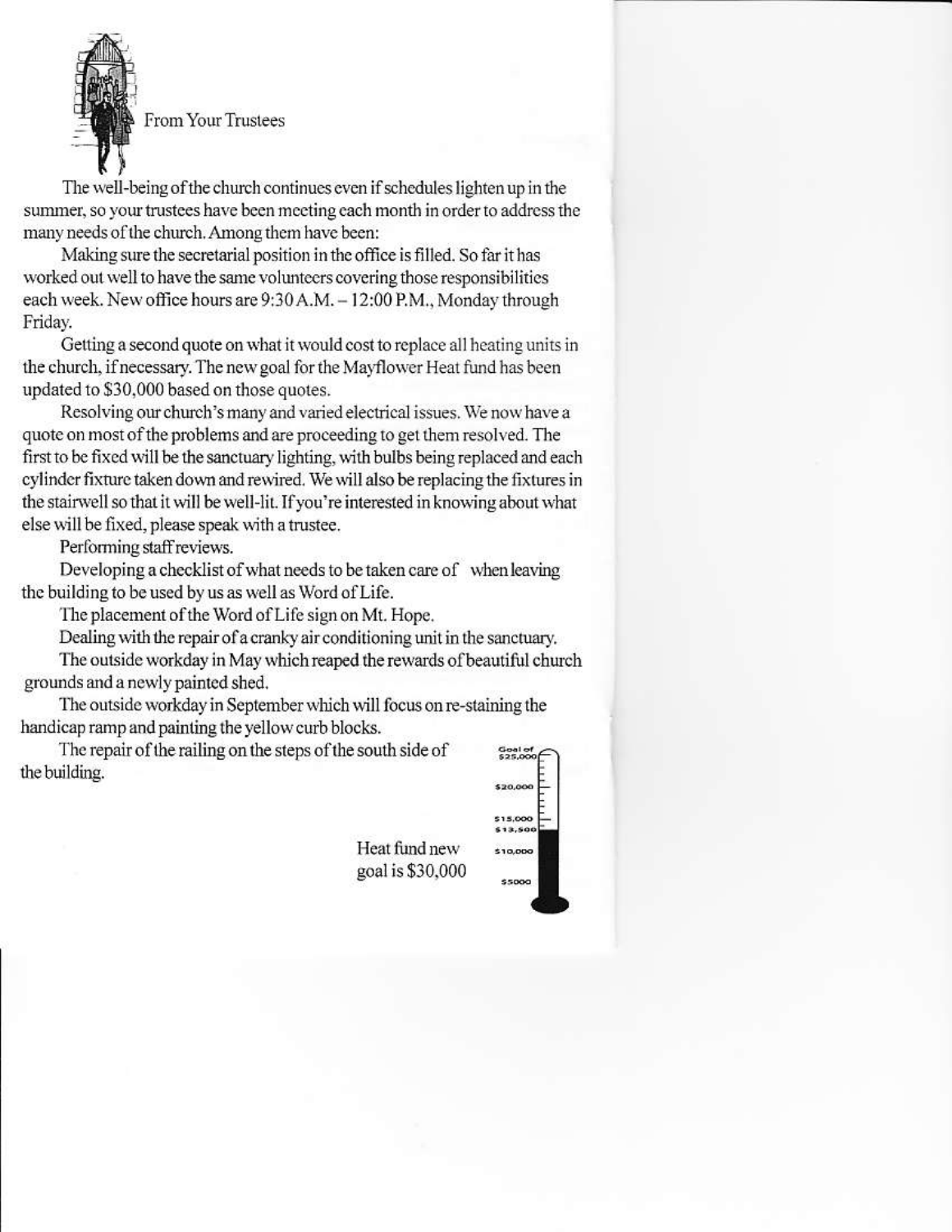## From Your Trustees

The well-being of the church continues even if schedules lighten up in the summer, so your trustees have been meeting each month in order to address the many needs of the church. Among them have been:

Making sure the secretarial position in the office is filled. So far it has worked out well to have the same volunteers covering those responsibilities each week. New office hours are 9:30 A.M. – 12:00 P.M., Monday through Friday.

Getting a second quote on what it would cost to replace all heating units in the church, if necessary. The new goal for the Mayflower Heat fund has been updated to $30,000 based on those quotes.

Resolving our church's many and varied electrical issues. We now have a quote on most of the problems and are proceeding to get them resolved. The first to be fixed will be the sanctuary lighting, with bulbs being replaced and each cylinder fixture taken down and rewired. We will also be replacing the fixtures in the stairwell so that it will be well-lit. If you're interested in knowing about what else will be fixed, please speak with a trustee.

Performing staff reviews.

Developing a checklist of what needs to be taken care of when leaving the building to be used by us as well as Word of Life.

The placement of the Word of Life sign on Mt. Hope.

Dealing with the repair of a cranky air conditioning unit in the sanctuary.

The outside workday in May which reaped the rewards of beautiful church grounds and a newly painted shed.

The outside workday in September which will focus on re-staining the handicap ramp and painting the yellow curb blocks.

The repair of the railing on the steps of the south side of the building.

Goal of $25,000

$20,000

$15,000

$13,500

$10,000

$5000

Heat fund new goal is $30,000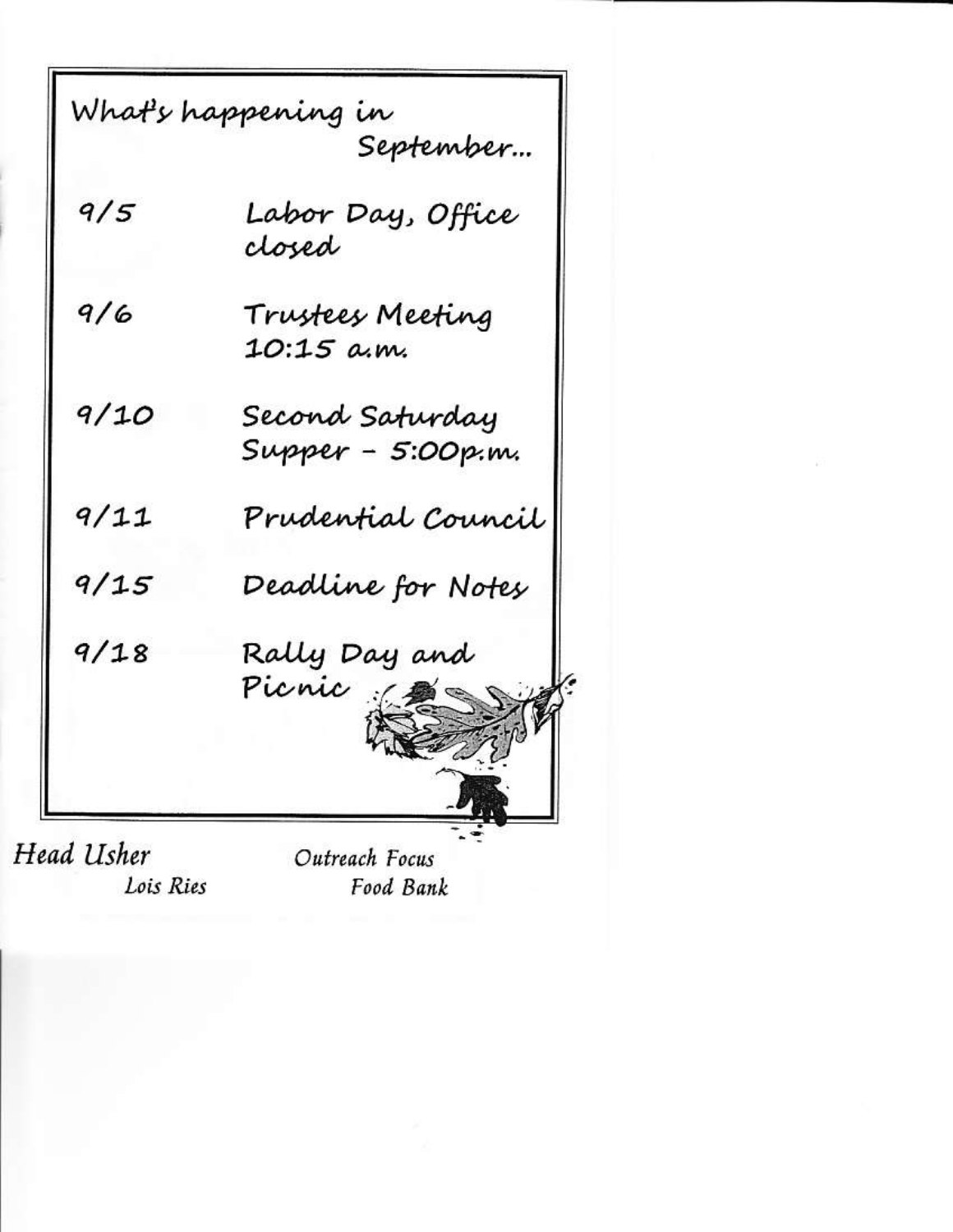## What's happening in September...

| | |
|---|---|
| 9/5 | Labor Day, Office closed |
| 9/6 | Trustees Meeting 10:15 a.m. |
| 9/10 | Second Saturday Supper - 5:00p.m. |
| 9/11 | Prudential Council |
| 9/15 | Deadline for Notes |
| 9/18 | Rally Day and Picnic |

*Head Usher*
*Lois Ries*

*Outreach Focus*
*Food Bank*